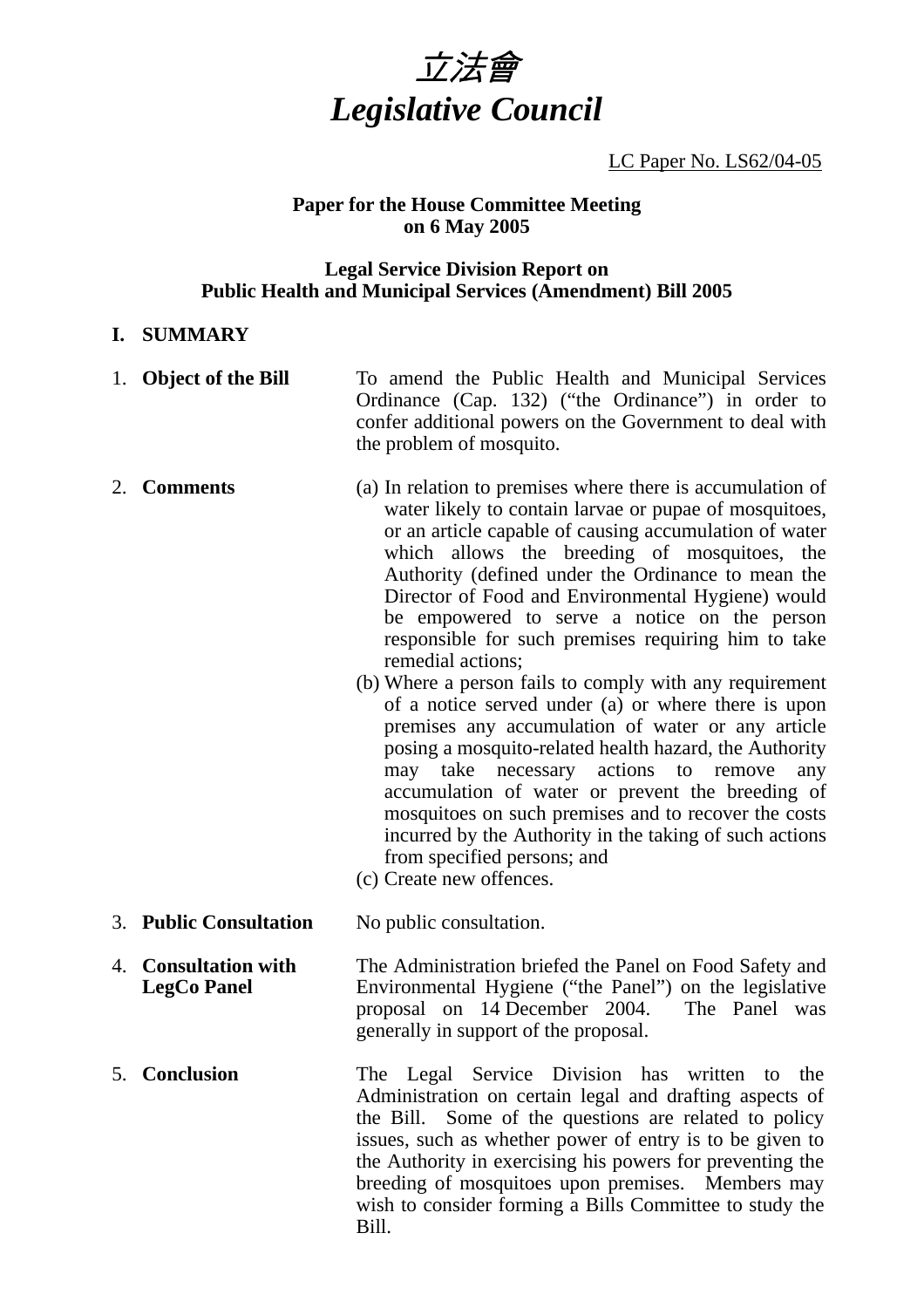# *立法會*
# *Legislative Council*

LC Paper No. LS62/04-05

**Paper for the House Committee Meeting on 6 May 2005**

**Legal Service Division Report on Public Health and Municipal Services (Amendment) Bill 2005**

## I. SUMMARY

1. **Object of the Bill**

   To amend the Public Health and Municipal Services Ordinance (Cap. 132) ("the Ordinance") in order to confer additional powers on the Government to deal with the problem of mosquito.

2. **Comments**

   (a) In relation to premises where there is accumulation of water likely to contain larvae or pupae of mosquitoes, or an article capable of causing accumulation of water which allows the breeding of mosquitoes, the Authority (defined under the Ordinance to mean the Director of Food and Environmental Hygiene) would be empowered to serve a notice on the person responsible for such premises requiring him to take remedial actions;

   (b) Where a person fails to comply with any requirement of a notice served under (a) or where there is upon premises any accumulation of water or any article posing a mosquito-related health hazard, the Authority may take necessary actions to remove any accumulation of water or prevent the breeding of mosquitoes on such premises and to recover the costs incurred by the Authority in the taking of such actions from specified persons; and

   (c) Create new offences.

3. **Public Consultation**

   No public consultation.

4. **Consultation with LegCo Panel**

   The Administration briefed the Panel on Food Safety and Environmental Hygiene ("the Panel") on the legislative proposal on 14 December 2004. The Panel was generally in support of the proposal.

5. **Conclusion**

   The Legal Service Division has written to the Administration on certain legal and drafting aspects of the Bill. Some of the questions are related to policy issues, such as whether power of entry is to be given to the Authority in exercising his powers for preventing the breeding of mosquitoes upon premises. Members may wish to consider forming a Bills Committee to study the Bill.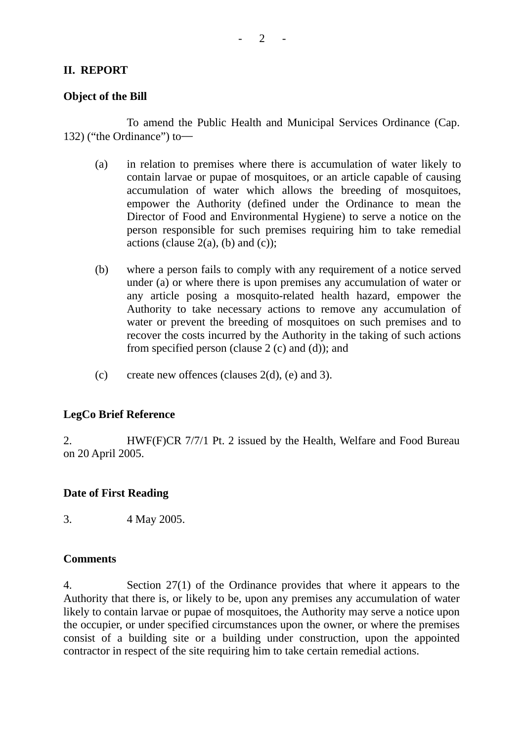## II. REPORT

### Object of the Bill

To amend the Public Health and Municipal Services Ordinance (Cap. 132) ("the Ordinance") to—

(a) in relation to premises where there is accumulation of water likely to contain larvae or pupae of mosquitoes, or an article capable of causing accumulation of water which allows the breeding of mosquitoes, empower the Authority (defined under the Ordinance to mean the Director of Food and Environmental Hygiene) to serve a notice on the person responsible for such premises requiring him to take remedial actions (clause 2(a), (b) and (c));

(b) where a person fails to comply with any requirement of a notice served under (a) or where there is upon premises any accumulation of water or any article posing a mosquito-related health hazard, empower the Authority to take necessary actions to remove any accumulation of water or prevent the breeding of mosquitoes on such premises and to recover the costs incurred by the Authority in the taking of such actions from specified person (clause 2 (c) and (d)); and

(c) create new offences (clauses 2(d), (e) and 3).

### LegCo Brief Reference

2. HWF(F)CR 7/7/1 Pt. 2 issued by the Health, Welfare and Food Bureau on 20 April 2005.

### Date of First Reading

3. 4 May 2005.

### Comments

4. Section 27(1) of the Ordinance provides that where it appears to the Authority that there is, or likely to be, upon any premises any accumulation of water likely to contain larvae or pupae of mosquitoes, the Authority may serve a notice upon the occupier, or under specified circumstances upon the owner, or where the premises consist of a building site or a building under construction, upon the appointed contractor in respect of the site requiring him to take certain remedial actions.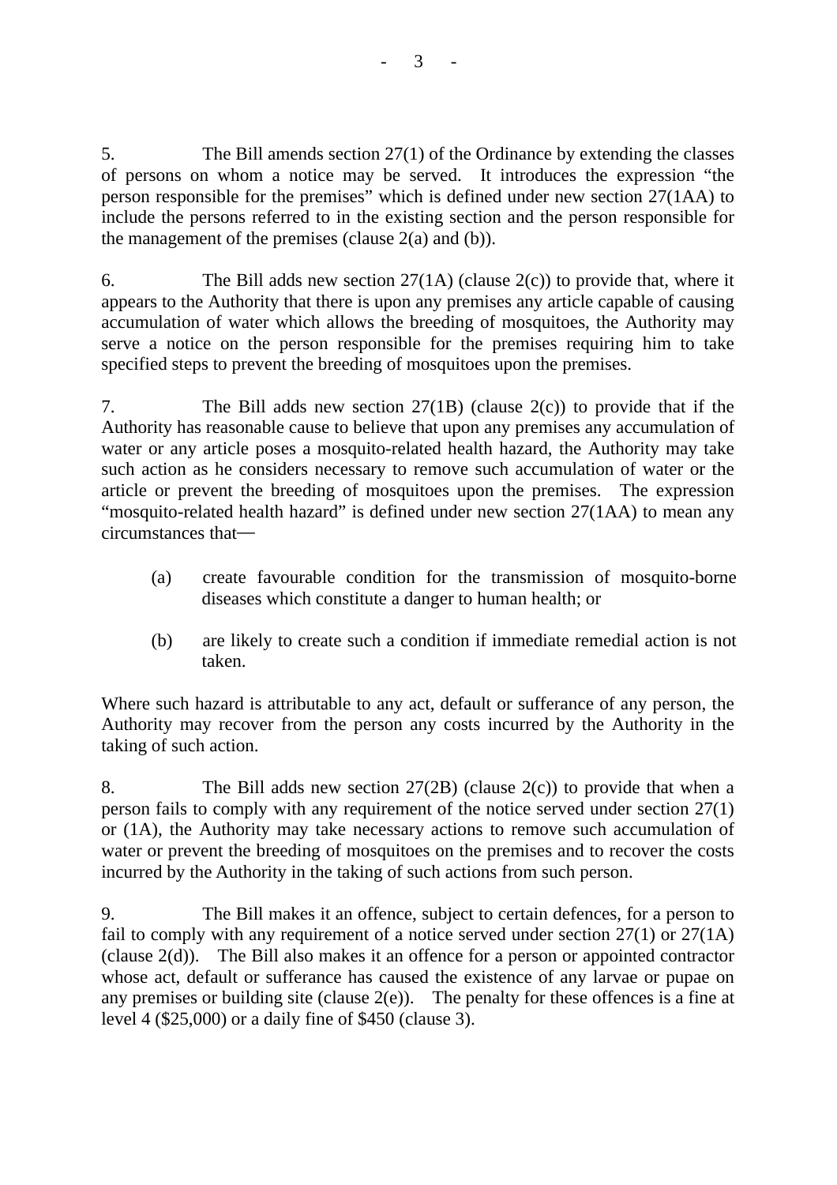5. The Bill amends section 27(1) of the Ordinance by extending the classes of persons on whom a notice may be served. It introduces the expression "the person responsible for the premises" which is defined under new section 27(1AA) to include the persons referred to in the existing section and the person responsible for the management of the premises (clause 2(a) and (b)).

6. The Bill adds new section 27(1A) (clause 2(c)) to provide that, where it appears to the Authority that there is upon any premises any article capable of causing accumulation of water which allows the breeding of mosquitoes, the Authority may serve a notice on the person responsible for the premises requiring him to take specified steps to prevent the breeding of mosquitoes upon the premises.

7. The Bill adds new section 27(1B) (clause 2(c)) to provide that if the Authority has reasonable cause to believe that upon any premises any accumulation of water or any article poses a mosquito-related health hazard, the Authority may take such action as he considers necessary to remove such accumulation of water or the article or prevent the breeding of mosquitoes upon the premises. The expression "mosquito-related health hazard" is defined under new section 27(1AA) to mean any circumstances that—

- (a) create favourable condition for the transmission of mosquito-borne diseases which constitute a danger to human health; or
- (b) are likely to create such a condition if immediate remedial action is not taken.

Where such hazard is attributable to any act, default or sufferance of any person, the Authority may recover from the person any costs incurred by the Authority in the taking of such action.

8. The Bill adds new section 27(2B) (clause 2(c)) to provide that when a person fails to comply with any requirement of the notice served under section 27(1) or (1A), the Authority may take necessary actions to remove such accumulation of water or prevent the breeding of mosquitoes on the premises and to recover the costs incurred by the Authority in the taking of such actions from such person.

9. The Bill makes it an offence, subject to certain defences, for a person to fail to comply with any requirement of a notice served under section 27(1) or 27(1A) (clause 2(d)). The Bill also makes it an offence for a person or appointed contractor whose act, default or sufferance has caused the existence of any larvae or pupae on any premises or building site (clause 2(e)). The penalty for these offences is a fine at level 4 ($25,000) or a daily fine of $450 (clause 3).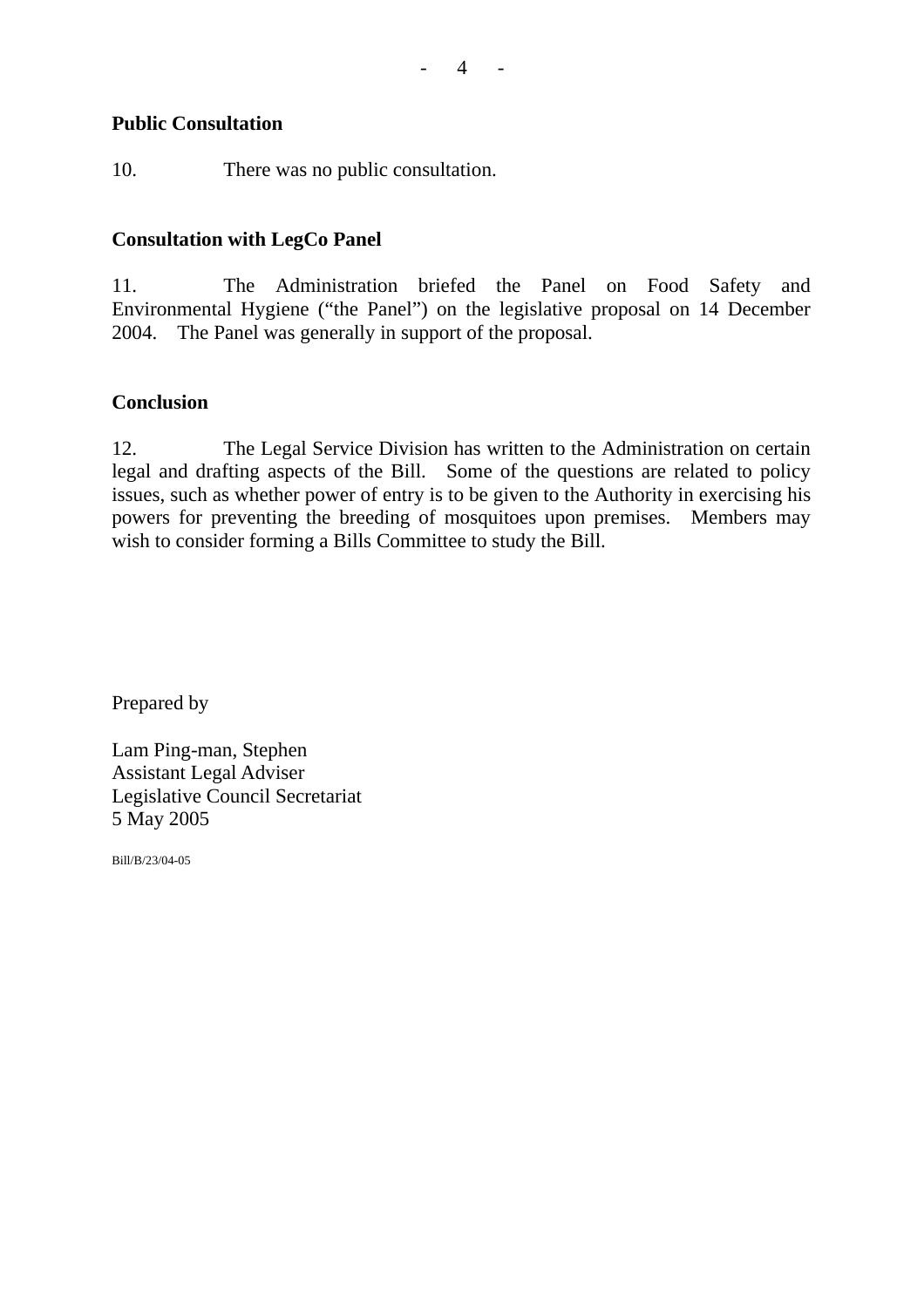**Public Consultation**

10. There was no public consultation.

**Consultation with LegCo Panel**

11. The Administration briefed the Panel on Food Safety and Environmental Hygiene ("the Panel") on the legislative proposal on 14 December 2004. The Panel was generally in support of the proposal.

**Conclusion**

12. The Legal Service Division has written to the Administration on certain legal and drafting aspects of the Bill. Some of the questions are related to policy issues, such as whether power of entry is to be given to the Authority in exercising his powers for preventing the breeding of mosquitoes upon premises. Members may wish to consider forming a Bills Committee to study the Bill.

Prepared by

Lam Ping-man, Stephen
Assistant Legal Adviser
Legislative Council Secretariat
5 May 2005

Bill/B/23/04-05